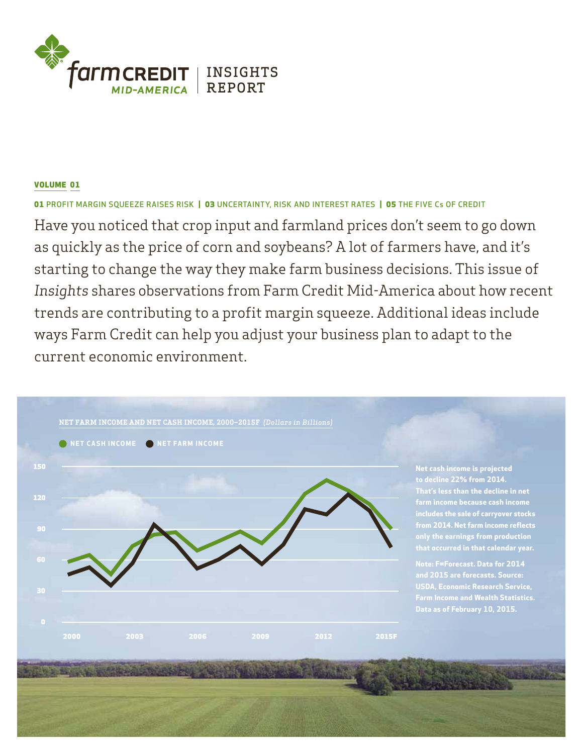# farm CREDIT MID-AMERICA | INSIGHTS REPORT

**VOLUME 01**

**01** PROFIT MARGIN SQUEEZE RAISES RISK | **03** UNCERTAINTY, RISK AND INTEREST RATES | **05** THE FIVE Cs OF CREDIT

Have you noticed that crop input and farmland prices don't seem to go down as quickly as the price of corn and soybeans? A lot of farmers have, and it's starting to change the way they make farm business decisions. This issue of *Insights* shares observations from Farm Credit Mid-America about how recent trends are contributing to a profit margin squeeze. Additional ideas include ways Farm Credit can help you adjust your business plan to adapt to the current economic environment.

**NET FARM INCOME AND NET CASH INCOME, 2000–2015F** *(Dollars in Billions)*

NET CASH INCOME | NET FARM INCOME

Net cash income is projected to decline 22% from 2014. That's less than the decline in net farm income because cash income includes the sale of carryover stocks from 2014. Net farm income reflects only the earnings from production that occurred in that calendar year.

Note: F=Forecast. Data for 2014 and 2015 are forecasts. Source: USDA, Economic Research Service, Farm Income and Wealth Statistics. Data as of February 10, 2015.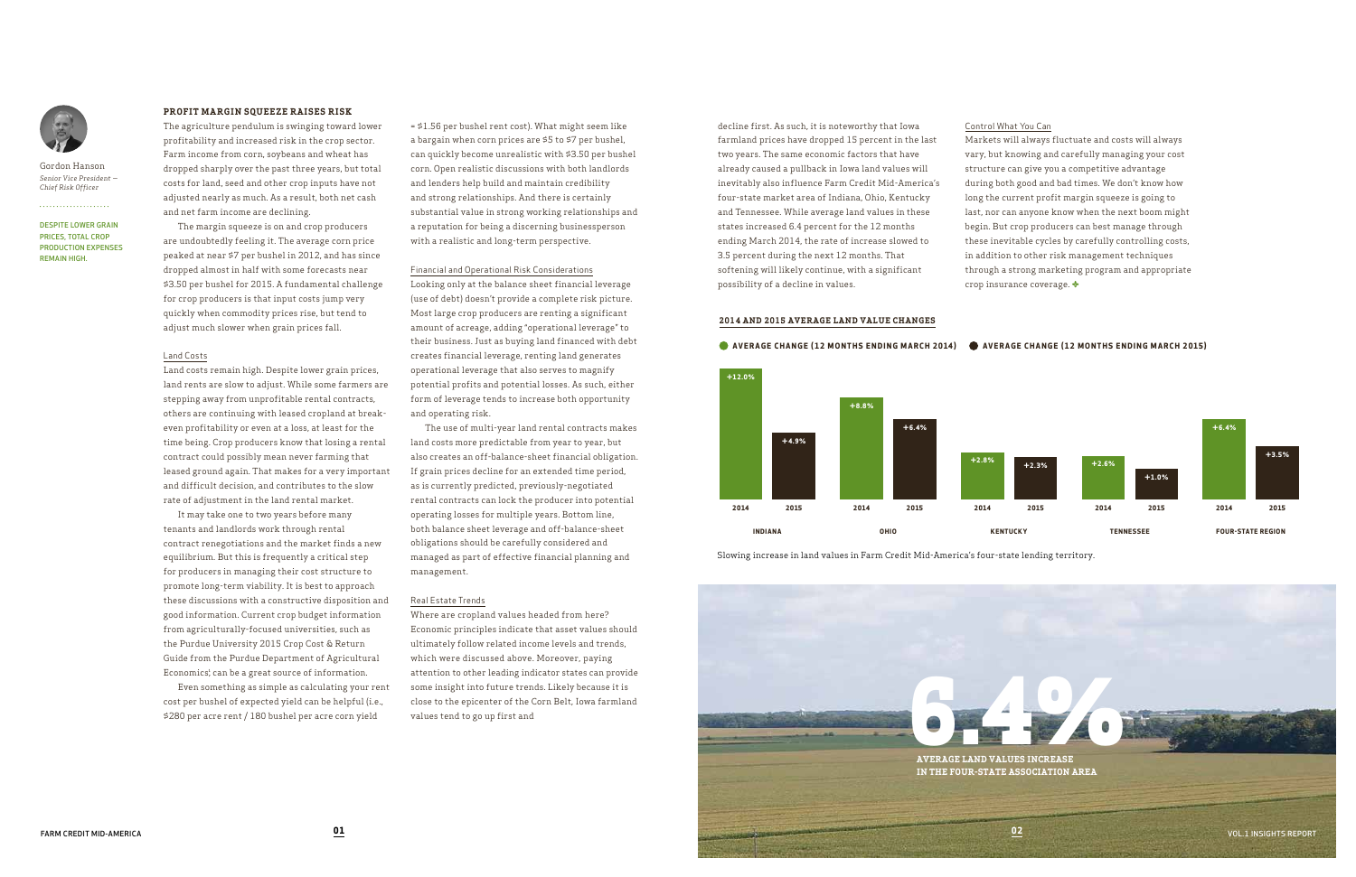Gordon Hanson
*Senior Vice President — Chief Risk Officer*

DESPITE LOWER GRAIN PRICES, TOTAL CROP PRODUCTION EXPENSES REMAIN HIGH.

## PROFIT MARGIN SQUEEZE RAISES RISK

The agriculture pendulum is swinging toward lower profitability and increased risk in the crop sector. Farm income from corn, soybeans and wheat has dropped sharply over the past three years, but total costs for land, seed and other crop inputs have not adjusted nearly as much. As a result, both net cash and net farm income are declining.

The margin squeeze is on and crop producers are undoubtedly feeling it. The average corn price peaked at near $7 per bushel in 2012, and has since dropped almost in half with some forecasts near $3.50 per bushel for 2015. A fundamental challenge for crop producers is that input costs jump very quickly when commodity prices rise, but tend to adjust much slower when grain prices fall.

### Land Costs

Land costs remain high. Despite lower grain prices, land rents are slow to adjust. While some farmers are stepping away from unprofitable rental contracts, others are continuing with leased cropland at break-even profitability or even at a loss, at least for the time being. Crop producers know that losing a rental contract could possibly mean never farming that leased ground again. That makes for a very important and difficult decision, and contributes to the slow rate of adjustment in the land rental market.

It may take one to two years before many tenants and landlords work through rental contract renegotiations and the market finds a new equilibrium. But this is frequently a critical step for producers in managing their cost structure to promote long-term viability. It is best to approach these discussions with a constructive disposition and good information. Current crop budget information from agriculturally-focused universities, such as the Purdue University 2015 Crop Cost & Return Guide from the Purdue Department of Agricultural Economics[1] can be a great source of information.

Even something as simple as calculating your rent cost per bushel of expected yield can be helpful (i.e., $280 per acre rent / 180 bushel per acre corn yield = $1.56 per bushel rent cost). What might seem like a bargain when corn prices are $5 to $7 per bushel, can quickly become unrealistic with $3.50 per bushel corn. Open realistic discussions with both landlords and lenders help build and maintain credibility and strong relationships. And there is certainly substantial value in strong working relationships and a reputation for being a discerning businessperson with a realistic and long-term perspective.

### Financial and Operational Risk Considerations

Looking only at the balance sheet financial leverage (use of debt) doesn't provide a complete risk picture. Most large crop producers are renting a significant amount of acreage, adding "operational leverage" to their business. Just as buying land financed with debt creates financial leverage, renting land generates operational leverage that also serves to magnify potential profits and potential losses. As such, either form of leverage tends to increase both opportunity and operating risk.

The use of multi-year land rental contracts makes land costs more predictable from year to year, but also creates an off-balance-sheet financial obligation. If grain prices decline for an extended time period, as is currently predicted, previously-negotiated rental contracts can lock the producer into potential operating losses for multiple years. Bottom line, both balance sheet leverage and off-balance-sheet obligations should be carefully considered and managed as part of effective financial planning and management.

### Real Estate Trends

Where are cropland values headed from here? Economic principles indicate that asset values should ultimately follow related income levels and trends, which were discussed above. Moreover, paying attention to other leading indicator states can provide some insight into future trends. Likely because it is close to the epicenter of the Corn Belt, Iowa farmland values tend to go up first and decline first. As such, it is noteworthy that Iowa farmland prices have dropped 15 percent in the last two years. The same economic factors that have already caused a pullback in Iowa land values will inevitably also influence Farm Credit Mid-America's four-state market area of Indiana, Ohio, Kentucky and Tennessee. While average land values in these states increased 6.4 percent for the 12 months ending March 2014, the rate of increase slowed to 3.5 percent during the next 12 months. That softening will likely continue, with a significant possibility of a decline in values.

### Control What You Can

Markets will always fluctuate and costs will always vary, but knowing and carefully managing your cost structure can give you a competitive advantage during both good and bad times. We don't know how long the current profit margin squeeze is going to last, nor can anyone know when the next boom might begin. But crop producers can best manage through these inevitable cycles by carefully controlling costs, in addition to other risk management techniques through a strong marketing program and appropriate crop insurance coverage.

### 2014 AND 2015 AVERAGE LAND VALUE CHANGES

| Region | Average Change (12 months ending March 2014) | Average Change (12 months ending March 2015) |
|---|---|---|
| Indiana | +12.0% | +4.9% |
| Ohio | +8.8% | +6.4% |
| Kentucky | +2.8% | +2.3% |
| Tennessee | +2.6% | +1.0% |
| Four-State Region | +6.4% | +3.5% |

Slowing increase in land values in Farm Credit Mid-America's four-state lending territory.

**6.4%**

**AVERAGE LAND VALUES INCREASE IN THE FOUR-STATE ASSOCIATION AREA**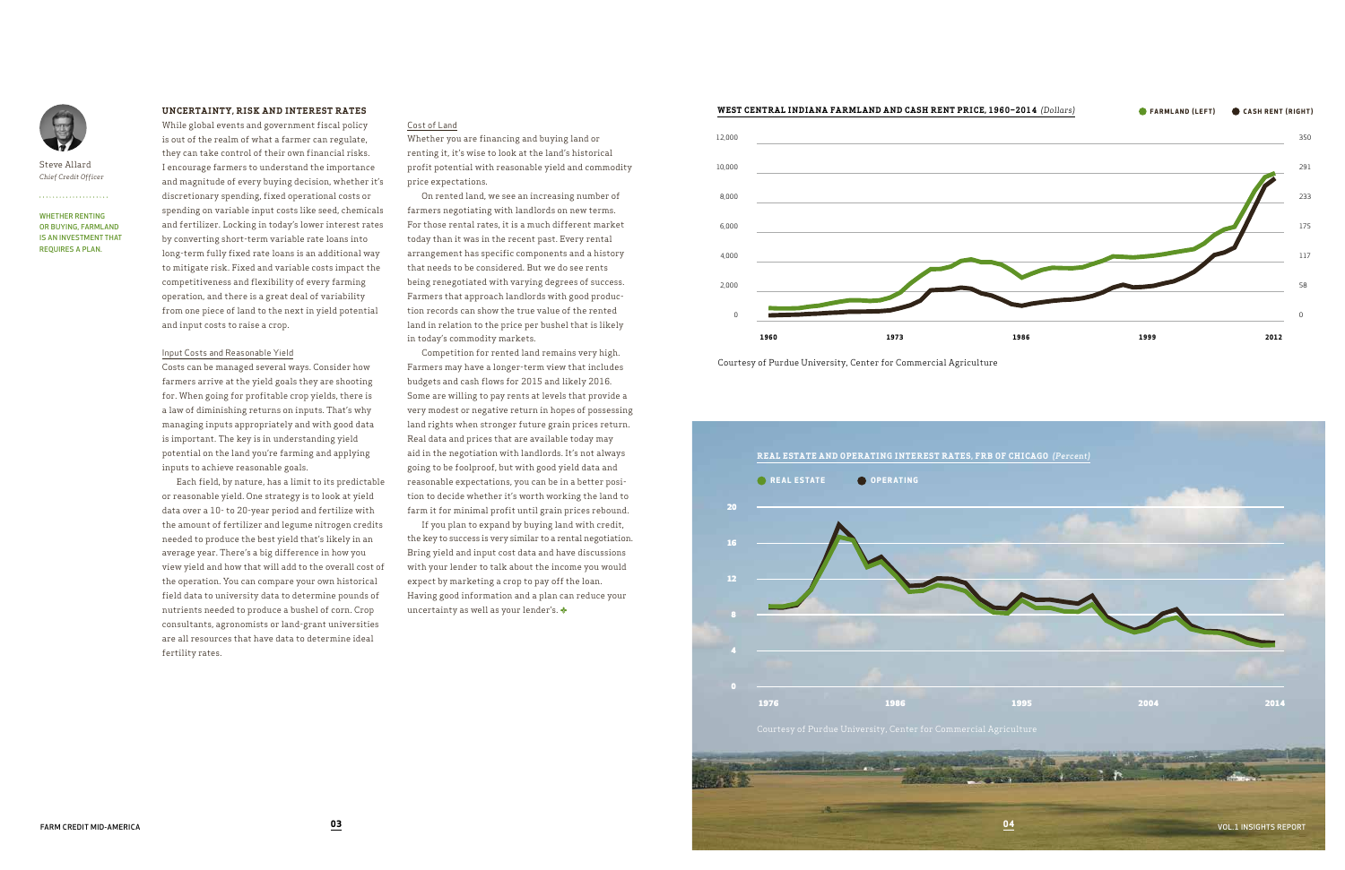Steve Allard
*Chief Credit Officer*

WHETHER RENTING OR BUYING, FARMLAND IS AN INVESTMENT THAT REQUIRES A PLAN.

## UNCERTAINTY, RISK AND INTEREST RATES

While global events and government fiscal policy is out of the realm of what a farmer can regulate, they can take control of their own financial risks. I encourage farmers to understand the importance and magnitude of every buying decision, whether it's discretionary spending, fixed operational costs or spending on variable input costs like seed, chemicals and fertilizer. Locking in today's lower interest rates by converting short-term variable rate loans into long-term fully fixed rate loans is an additional way to mitigate risk. Fixed and variable costs impact the competitiveness and flexibility of every farming operation, and there is a great deal of variability from one piece of land to the next in yield potential and input costs to raise a crop.

### Input Costs and Reasonable Yield

Costs can be managed several ways. Consider how farmers arrive at the yield goals they are shooting for. When going for profitable crop yields, there is a law of diminishing returns on inputs. That's why managing inputs appropriately and with good data is important. The key is in understanding yield potential on the land you're farming and applying inputs to achieve reasonable goals.

Each field, by nature, has a limit to its predictable or reasonable yield. One strategy is to look at yield data over a 10- to 20-year period and fertilize with the amount of fertilizer and legume nitrogen credits needed to produce the best yield that's likely in an average year. There's a big difference in how you view yield and how that will add to the overall cost of the operation. You can compare your own historical field data to university data to determine pounds of nutrients needed to produce a bushel of corn. Crop consultants, agronomists or land-grant universities are all resources that have data to determine ideal fertility rates.

### Cost of Land

Whether you are financing and buying land or renting it, it's wise to look at the land's historical profit potential with reasonable yield and commodity price expectations.

On rented land, we see an increasing number of farmers negotiating with landlords on new terms. For those rental rates, it is a much different market today than it was in the recent past. Every rental arrangement has specific components and a history that needs to be considered. But we do see rents being renegotiated with varying degrees of success. Farmers that approach landlords with good production records can show the true value of the rented land in relation to the price per bushel that is likely in today's commodity markets.

Competition for rented land remains very high. Farmers may have a longer-term view that includes budgets and cash flows for 2015 and likely 2016. Some are willing to pay rents at levels that provide a very modest or negative return in hopes of possessing land rights when stronger future grain prices return. Real data and prices that are available today may aid in the negotiation with landlords. It's not always going to be foolproof, but with good yield data and reasonable expectations, you can be in a better position to decide whether it's worth working the land to farm it for minimal profit until grain prices rebound.

If you plan to expand by buying land with credit, the key to success is very similar to a rental negotiation. Bring yield and input cost data and have discussions with your lender to talk about the income you would expect by marketing a crop to pay off the loan. Having good information and a plan can reduce your uncertainty as well as your lender's.

**WEST CENTRAL INDIANA FARMLAND AND CASH RENT PRICE, 1960–2014** *(Dollars)*

FARMLAND (LEFT) · CASH RENT (RIGHT)

Courtesy of Purdue University, Center for Commercial Agriculture

**REAL ESTATE AND OPERATING INTEREST RATES, FRB OF CHICAGO** *(Percent)*

REAL ESTATE · OPERATING

Courtesy of Purdue University, Center for Commercial Agriculture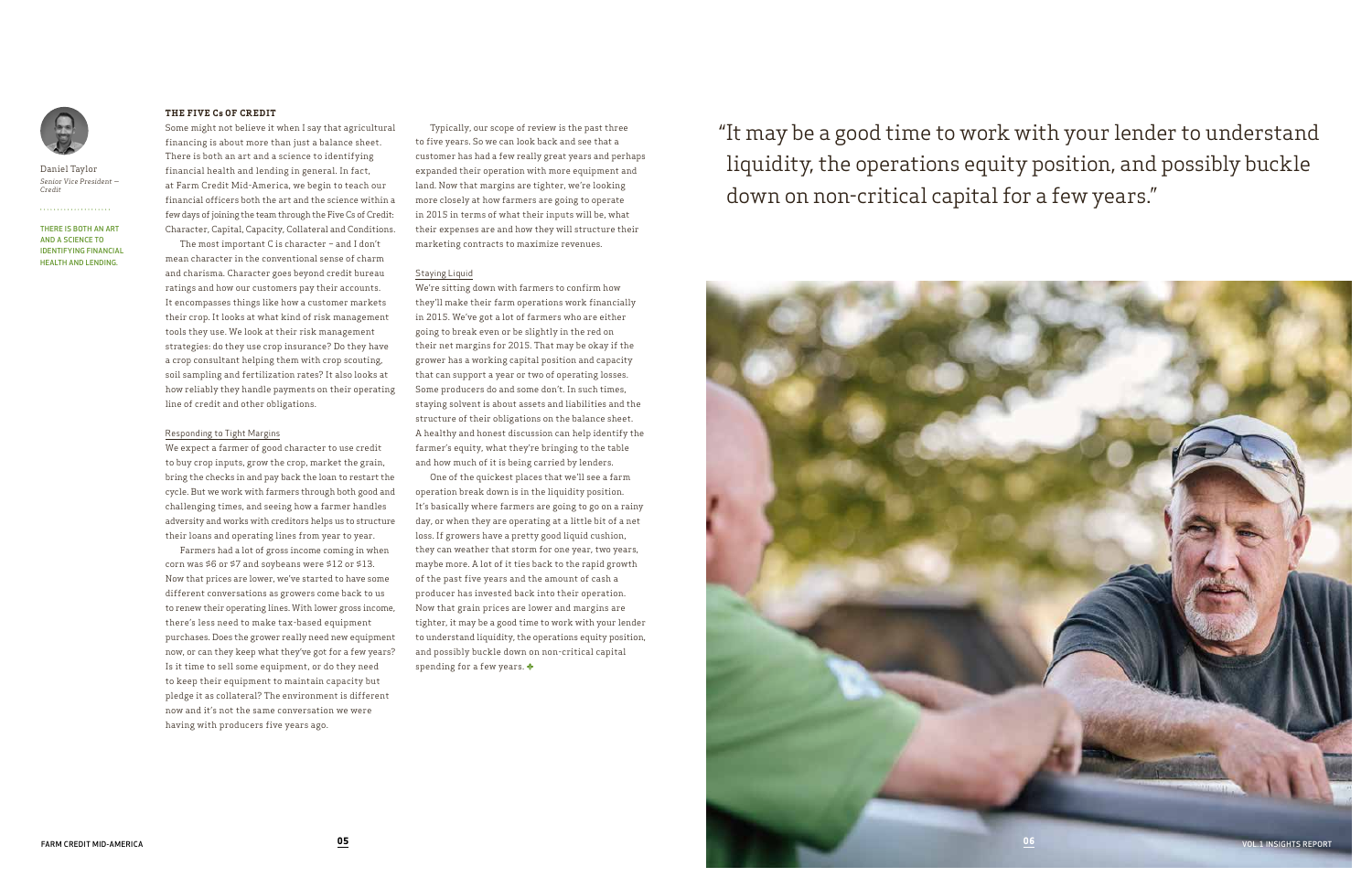Daniel Taylor
*Senior Vice President — Credit*

THERE IS BOTH AN ART AND A SCIENCE TO IDENTIFYING FINANCIAL HEALTH AND LENDING.

### THE FIVE Cs OF CREDIT

Some might not believe it when I say that agricultural financing is about more than just a balance sheet. There is both an art and a science to identifying financial health and lending in general. In fact, at Farm Credit Mid-America, we begin to teach our financial officers both the art and the science within a few days of joining the team through the Five Cs of Credit: Character, Capital, Capacity, Collateral and Conditions.

The most important C is character – and I don't mean character in the conventional sense of charm and charisma. Character goes beyond credit bureau ratings and how our customers pay their accounts. It encompasses things like how a customer markets their crop. It looks at what kind of risk management tools they use. We look at their risk management strategies: do they use crop insurance? Do they have a crop consultant helping them with crop scouting, soil sampling and fertilization rates? It also looks at how reliably they handle payments on their operating line of credit and other obligations.

#### Responding to Tight Margins

We expect a farmer of good character to use credit to buy crop inputs, grow the crop, market the grain, bring the checks in and pay back the loan to restart the cycle. But we work with farmers through both good and challenging times, and seeing how a farmer handles adversity and works with creditors helps us to structure their loans and operating lines from year to year.

Farmers had a lot of gross income coming in when corn was $6 or $7 and soybeans were $12 or $13. Now that prices are lower, we've started to have some different conversations as growers come back to us to renew their operating lines. With lower gross income, there's less need to make tax-based equipment purchases. Does the grower really need new equipment now, or can they keep what they've got for a few years? Is it time to sell some equipment, or do they need to keep their equipment to maintain capacity but pledge it as collateral? The environment is different now and it's not the same conversation we were having with producers five years ago.

Typically, our scope of review is the past three to five years. So we can look back and see that a customer has had a few really great years and perhaps expanded their operation with more equipment and land. Now that margins are tighter, we're looking more closely at how farmers are going to operate in 2015 in terms of what their inputs will be, what their expenses are and how they will structure their marketing contracts to maximize revenues.

#### Staying Liquid

We're sitting down with farmers to confirm how they'll make their farm operations work financially in 2015. We've got a lot of farmers who are either going to break even or be slightly in the red on their net margins for 2015. That may be okay if the grower has a working capital position and capacity that can support a year or two of operating losses. Some producers do and some don't. In such times, staying solvent is about assets and liabilities and the structure of their obligations on the balance sheet. A healthy and honest discussion can help identify the farmer's equity, what they're bringing to the table and how much of it is being carried by lenders.

One of the quickest places that we'll see a farm operation break down is in the liquidity position. It's basically where farmers are going to go on a rainy day, or when they are operating at a little bit of a net loss. If growers have a pretty good liquid cushion, they can weather that storm for one year, two years, maybe more. A lot of it ties back to the rapid growth of the past five years and the amount of cash a producer has invested back into their operation. Now that grain prices are lower and margins are tighter, it may be a good time to work with your lender to understand liquidity, the operations equity position, and possibly buckle down on non-critical capital spending for a few years.

"It may be a good time to work with your lender to understand liquidity, the operations equity position, and possibly buckle down on non-critical capital for a few years."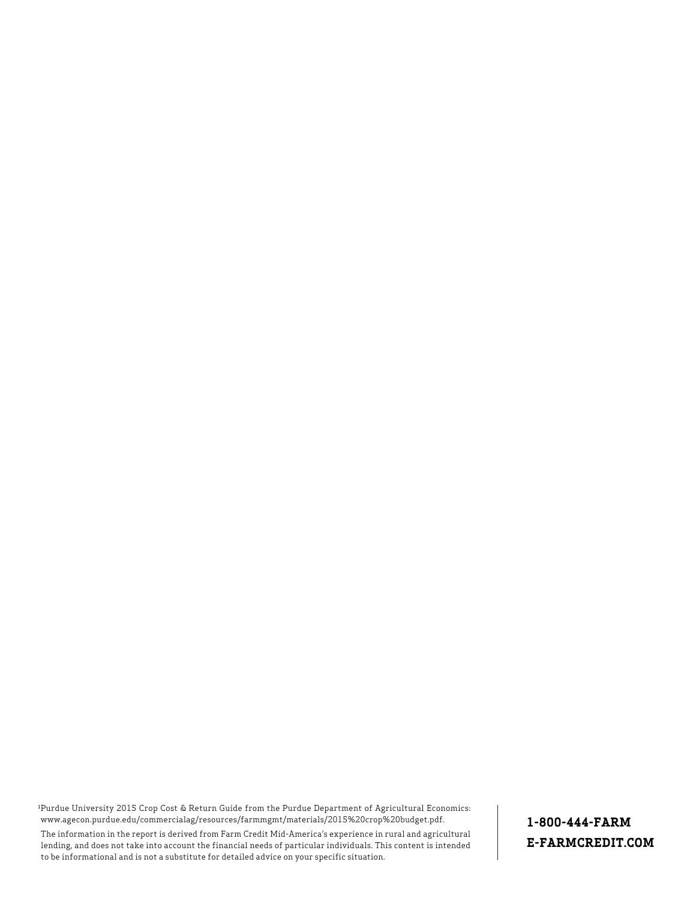[1]Purdue University 2015 Crop Cost & Return Guide from the Purdue Department of Agricultural Economics: www.agecon.purdue.edu/commercialag/resources/farmmgmt/materials/2015%20crop%20budget.pdf.

The information in the report is derived from Farm Credit Mid-America's experience in rural and agricultural lending, and does not take into account the financial needs of particular individuals. This content is intended to be informational and is not a substitute for detailed advice on your specific situation.

**1-800-444-FARM**

**E-FARMCREDIT.COM**